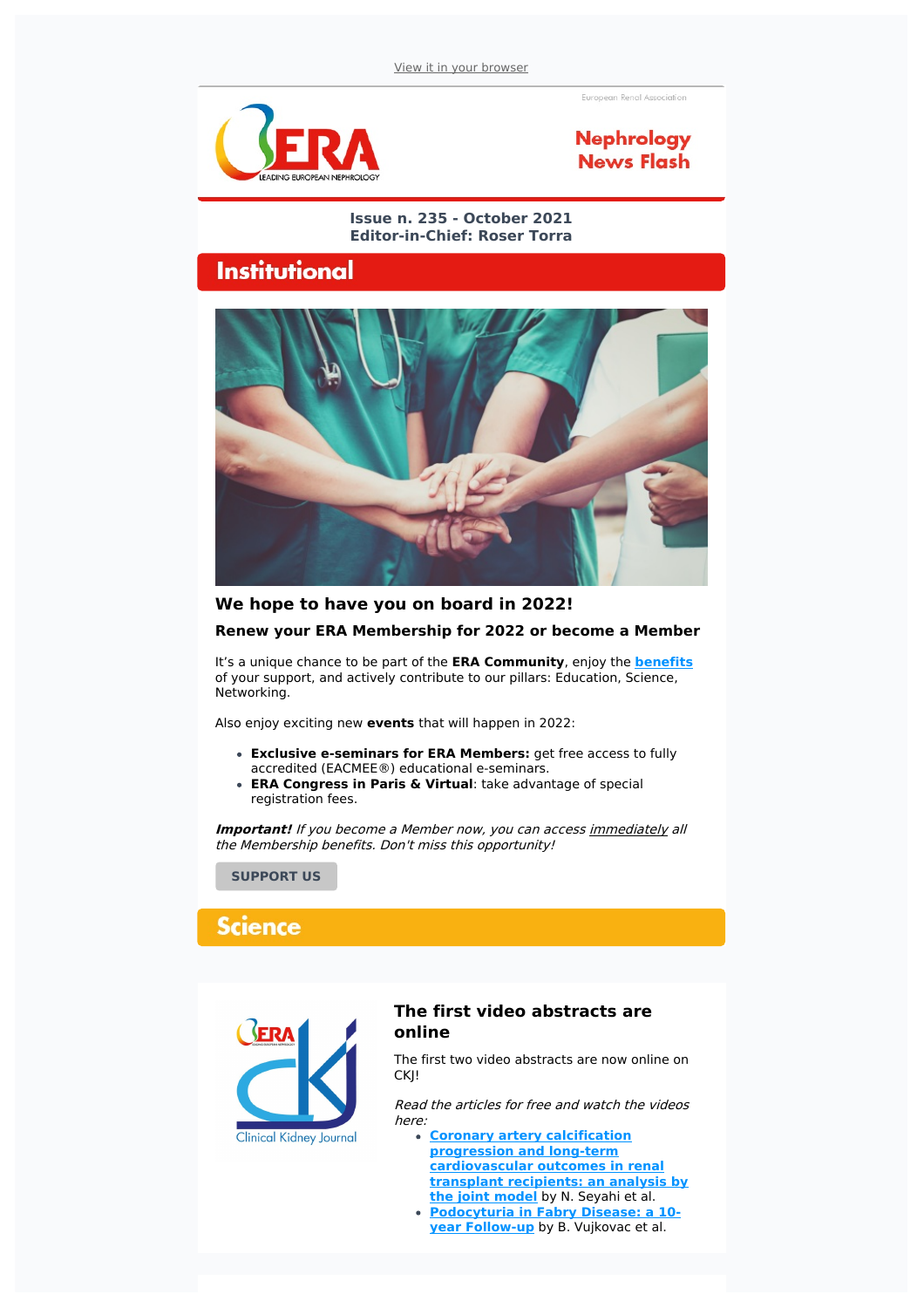View it in your browser

European Renal Association

Nephrology News Flash

**Issue n. 235 - October 2021**
**Editor-in-Chief: Roser Torra**

# Institutional

### We hope to have you on board in 2022!

#### Renew your ERA Membership for 2022 or become a Member

It's a unique chance to be part of the **ERA Community**, enjoy the **benefits** of your support, and actively contribute to our pillars: Education, Science, Networking.

Also enjoy exciting new **events** that will happen in 2022:

- **Exclusive e-seminars for ERA Members:** get free access to fully accredited (EACMEE®) educational e-seminars.
- **ERA Congress in Paris & Virtual**: take advantage of special registration fees.

***Important!*** *If you become a Member now, you can access immediately all the Membership benefits. Don't miss this opportunity!*

**SUPPORT US**

# Science

### The first video abstracts are online

The first two video abstracts are now online on CKJ!

*Read the articles for free and watch the videos here:*

- **Coronary artery calcification progression and long-term cardiovascular outcomes in renal transplant recipients: an analysis by the joint model** by N. Seyahi et al.
- **Podocyturia in Fabry Disease: a 10-year Follow-up** by B. Vujkovac et al.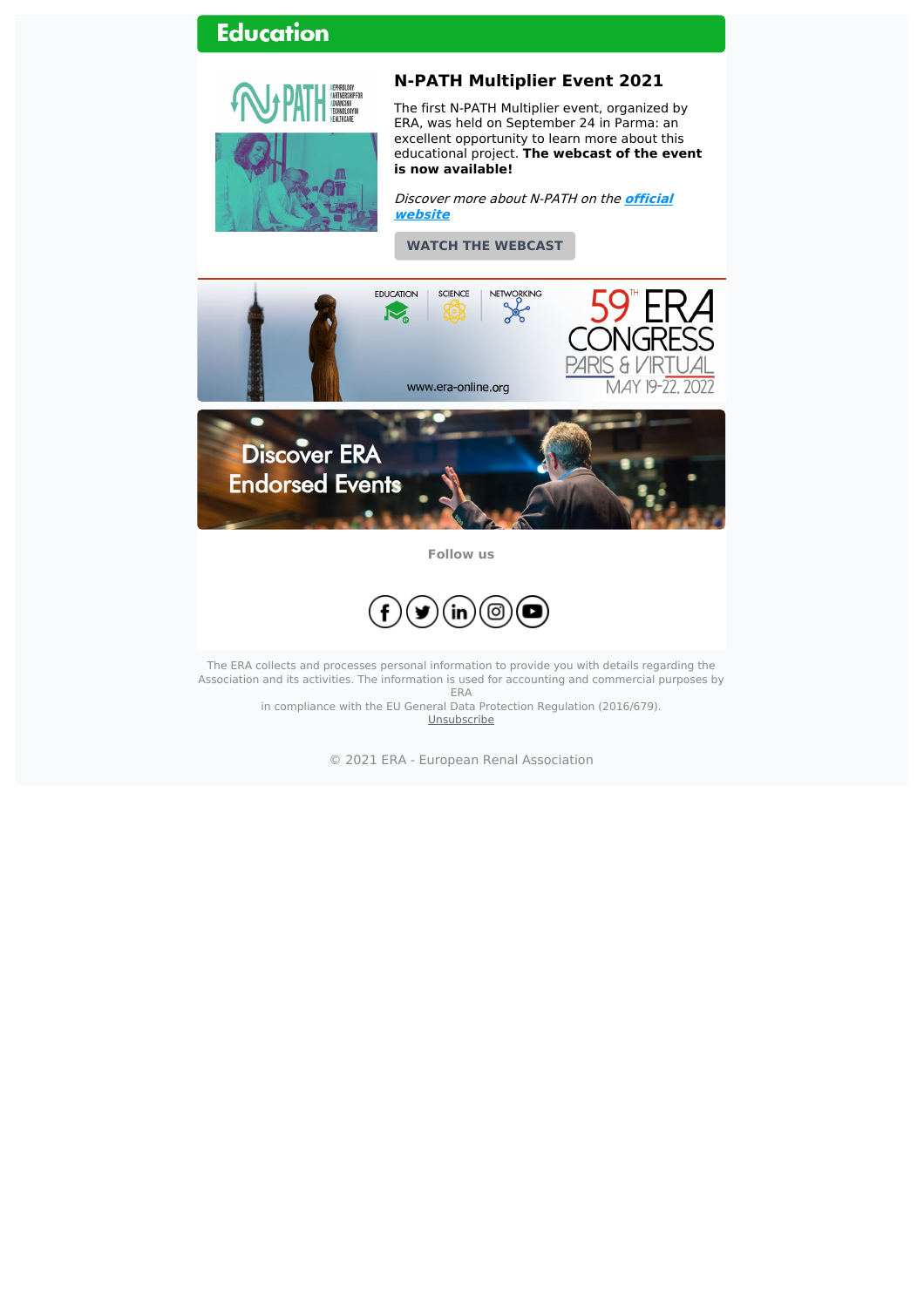## Education

### N-PATH Multiplier Event 2021

The first N-PATH Multiplier event, organized by ERA, was held on September 24 in Parma: an excellent opportunity to learn more about this educational project. **The webcast of the event is now available!**

*Discover more about N-PATH on the* ***official website***

**WATCH THE WEBCAST**

**Follow us**

The ERA collects and processes personal information to provide you with details regarding the Association and its activities. The information is used for accounting and commercial purposes by ERA
in compliance with the EU General Data Protection Regulation (2016/679).
Unsubscribe

© 2021 ERA - European Renal Association